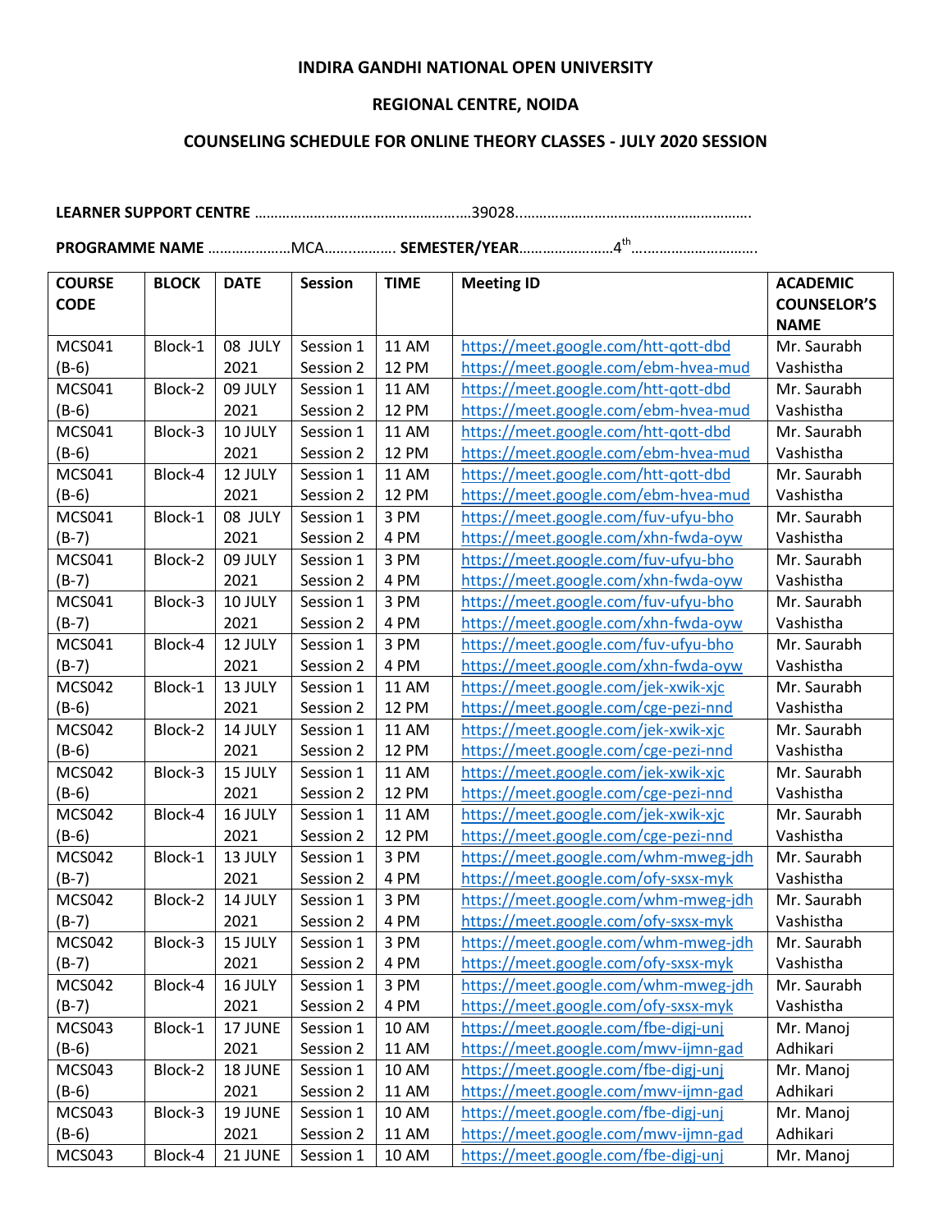**INDIRA GANDHI NATIONAL OPEN UNIVERSITY**

**REGIONAL CENTRE, NOIDA**

**COUNSELING SCHEDULE FOR ONLINE THEORY CLASSES - JULY 2020 SESSION**

**LEARNER SUPPORT CENTRE** ……………………………………………….39028..………………………………………………….

**PROGRAMME NAME** …………………MCA……………. **SEMESTER/YEAR**……………………4th………………………….

| COURSE CODE | BLOCK | DATE | Session | TIME | Meeting ID | ACADEMIC COUNSELOR'S NAME |
|---|---|---|---|---|---|---|
| MCS041 (B-6) | Block-1 | 08 JULY 2021 | Session 1<br>Session 2 | 11 AM<br>12 PM | https://meet.google.com/htt-qott-dbd<br>https://meet.google.com/ebm-hvea-mud | Mr. Saurabh Vashistha |
| MCS041 (B-6) | Block-2 | 09 JULY 2021 | Session 1<br>Session 2 | 11 AM<br>12 PM | https://meet.google.com/htt-qott-dbd<br>https://meet.google.com/ebm-hvea-mud | Mr. Saurabh Vashistha |
| MCS041 (B-6) | Block-3 | 10 JULY 2021 | Session 1<br>Session 2 | 11 AM<br>12 PM | https://meet.google.com/htt-qott-dbd<br>https://meet.google.com/ebm-hvea-mud | Mr. Saurabh Vashistha |
| MCS041 (B-6) | Block-4 | 12 JULY 2021 | Session 1<br>Session 2 | 11 AM<br>12 PM | https://meet.google.com/htt-qott-dbd<br>https://meet.google.com/ebm-hvea-mud | Mr. Saurabh Vashistha |
| MCS041 (B-7) | Block-1 | 08 JULY 2021 | Session 1<br>Session 2 | 3 PM<br>4 PM | https://meet.google.com/fuv-ufyu-bho<br>https://meet.google.com/xhn-fwda-oyw | Mr. Saurabh Vashistha |
| MCS041 (B-7) | Block-2 | 09 JULY 2021 | Session 1<br>Session 2 | 3 PM<br>4 PM | https://meet.google.com/fuv-ufyu-bho<br>https://meet.google.com/xhn-fwda-oyw | Mr. Saurabh Vashistha |
| MCS041 (B-7) | Block-3 | 10 JULY 2021 | Session 1<br>Session 2 | 3 PM<br>4 PM | https://meet.google.com/fuv-ufyu-bho<br>https://meet.google.com/xhn-fwda-oyw | Mr. Saurabh Vashistha |
| MCS041 (B-7) | Block-4 | 12 JULY 2021 | Session 1<br>Session 2 | 3 PM<br>4 PM | https://meet.google.com/fuv-ufyu-bho<br>https://meet.google.com/xhn-fwda-oyw | Mr. Saurabh Vashistha |
| MCS042 (B-6) | Block-1 | 13 JULY 2021 | Session 1<br>Session 2 | 11 AM<br>12 PM | https://meet.google.com/jek-xwik-xjc<br>https://meet.google.com/cge-pezi-nnd | Mr. Saurabh Vashistha |
| MCS042 (B-6) | Block-2 | 14 JULY 2021 | Session 1<br>Session 2 | 11 AM<br>12 PM | https://meet.google.com/jek-xwik-xjc<br>https://meet.google.com/cge-pezi-nnd | Mr. Saurabh Vashistha |
| MCS042 (B-6) | Block-3 | 15 JULY 2021 | Session 1<br>Session 2 | 11 AM<br>12 PM | https://meet.google.com/jek-xwik-xjc<br>https://meet.google.com/cge-pezi-nnd | Mr. Saurabh Vashistha |
| MCS042 (B-6) | Block-4 | 16 JULY 2021 | Session 1<br>Session 2 | 11 AM<br>12 PM | https://meet.google.com/jek-xwik-xjc<br>https://meet.google.com/cge-pezi-nnd | Mr. Saurabh Vashistha |
| MCS042 (B-7) | Block-1 | 13 JULY 2021 | Session 1<br>Session 2 | 3 PM<br>4 PM | https://meet.google.com/whm-mweg-jdh<br>https://meet.google.com/ofy-sxsx-myk | Mr. Saurabh Vashistha |
| MCS042 (B-7) | Block-2 | 14 JULY 2021 | Session 1<br>Session 2 | 3 PM<br>4 PM | https://meet.google.com/whm-mweg-jdh<br>https://meet.google.com/ofy-sxsx-myk | Mr. Saurabh Vashistha |
| MCS042 (B-7) | Block-3 | 15 JULY 2021 | Session 1<br>Session 2 | 3 PM<br>4 PM | https://meet.google.com/whm-mweg-jdh<br>https://meet.google.com/ofy-sxsx-myk | Mr. Saurabh Vashistha |
| MCS042 (B-7) | Block-4 | 16 JULY 2021 | Session 1<br>Session 2 | 3 PM<br>4 PM | https://meet.google.com/whm-mweg-jdh<br>https://meet.google.com/ofy-sxsx-myk | Mr. Saurabh Vashistha |
| MCS043 (B-6) | Block-1 | 17 JUNE 2021 | Session 1<br>Session 2 | 10 AM<br>11 AM | https://meet.google.com/fbe-digj-unj<br>https://meet.google.com/mwv-ijmn-gad | Mr. Manoj Adhikari |
| MCS043 (B-6) | Block-2 | 18 JUNE 2021 | Session 1<br>Session 2 | 10 AM<br>11 AM | https://meet.google.com/fbe-digj-unj<br>https://meet.google.com/mwv-ijmn-gad | Mr. Manoj Adhikari |
| MCS043 (B-6) | Block-3 | 19 JUNE 2021 | Session 1<br>Session 2 | 10 AM<br>11 AM | https://meet.google.com/fbe-digj-unj<br>https://meet.google.com/mwv-ijmn-gad | Mr. Manoj Adhikari |
| MCS043 | Block-4 | 21 JUNE | Session 1 | 10 AM | https://meet.google.com/fbe-digj-unj | Mr. Manoj |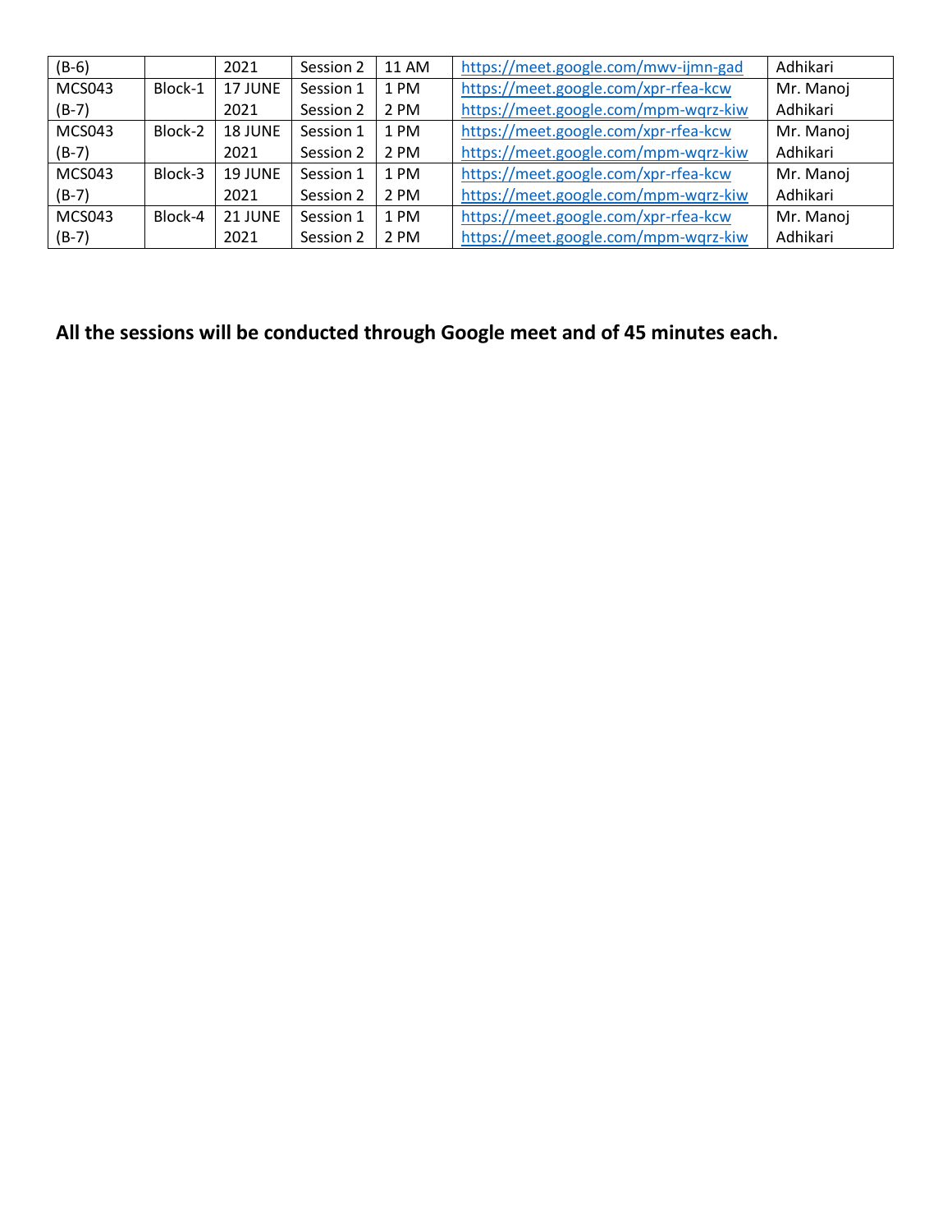| | | | | | | |
|---|---|---|---|---|---|---|
| (B-6) | | 2021 | Session 2 | 11 AM | https://meet.google.com/mwv-ijmn-gad | Adhikari |
| MCS043 (B-7) | Block-1 | 17 JUNE 2021 | Session 1<br>Session 2 | 1 PM<br>2 PM | https://meet.google.com/xpr-rfea-kcw<br>https://meet.google.com/mpm-wqrz-kiw | Mr. Manoj Adhikari |
| MCS043 (B-7) | Block-2 | 18 JUNE 2021 | Session 1<br>Session 2 | 1 PM<br>2 PM | https://meet.google.com/xpr-rfea-kcw<br>https://meet.google.com/mpm-wqrz-kiw | Mr. Manoj Adhikari |
| MCS043 (B-7) | Block-3 | 19 JUNE 2021 | Session 1<br>Session 2 | 1 PM<br>2 PM | https://meet.google.com/xpr-rfea-kcw<br>https://meet.google.com/mpm-wqrz-kiw | Mr. Manoj Adhikari |
| MCS043 (B-7) | Block-4 | 21 JUNE 2021 | Session 1<br>Session 2 | 1 PM<br>2 PM | https://meet.google.com/xpr-rfea-kcw<br>https://meet.google.com/mpm-wqrz-kiw | Mr. Manoj Adhikari |

**All the sessions will be conducted through Google meet and of 45 minutes each.**